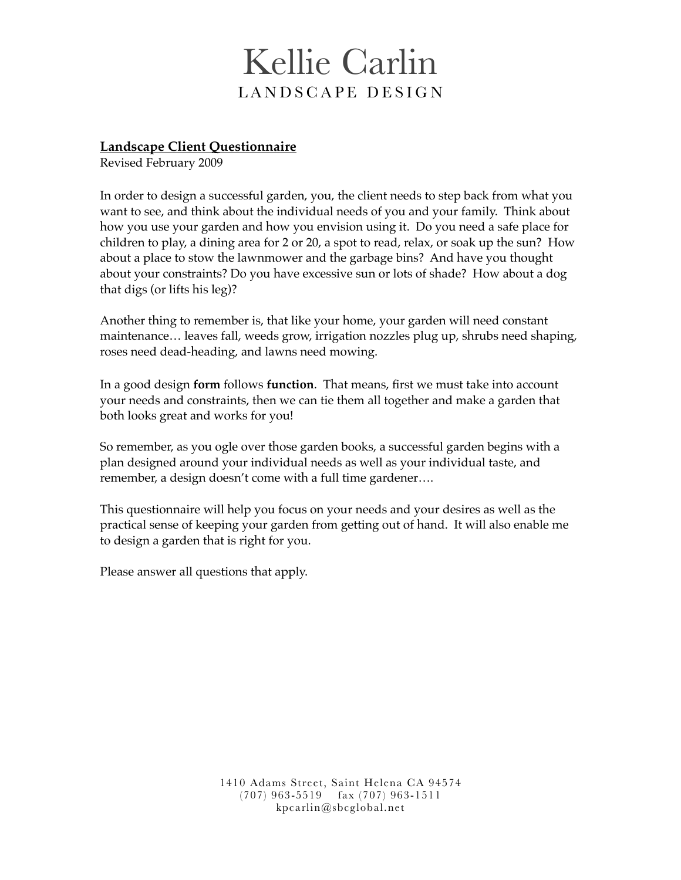# Kellie Carlin
## LANDSCAPE DESIGN

**Landscape Client Questionnaire**
Revised February 2009

In order to design a successful garden, you, the client needs to step back from what you want to see, and think about the individual needs of you and your family. Think about how you use your garden and how you envision using it. Do you need a safe place for children to play, a dining area for 2 or 20, a spot to read, relax, or soak up the sun? How about a place to stow the lawnmower and the garbage bins? And have you thought about your constraints? Do you have excessive sun or lots of shade? How about a dog that digs (or lifts his leg)?

Another thing to remember is, that like your home, your garden will need constant maintenance… leaves fall, weeds grow, irrigation nozzles plug up, shrubs need shaping, roses need dead-heading, and lawns need mowing.

In a good design **form** follows **function**. That means, first we must take into account your needs and constraints, then we can tie them all together and make a garden that both looks great and works for you!

So remember, as you ogle over those garden books, a successful garden begins with a plan designed around your individual needs as well as your individual taste, and remember, a design doesn't come with a full time gardener….

This questionnaire will help you focus on your needs and your desires as well as the practical sense of keeping your garden from getting out of hand. It will also enable me to design a garden that is right for you.

Please answer all questions that apply.

1410 Adams Street, Saint Helena CA 94574
(707) 963-5519 fax (707) 963-1511
kpcarlin@sbcglobal.net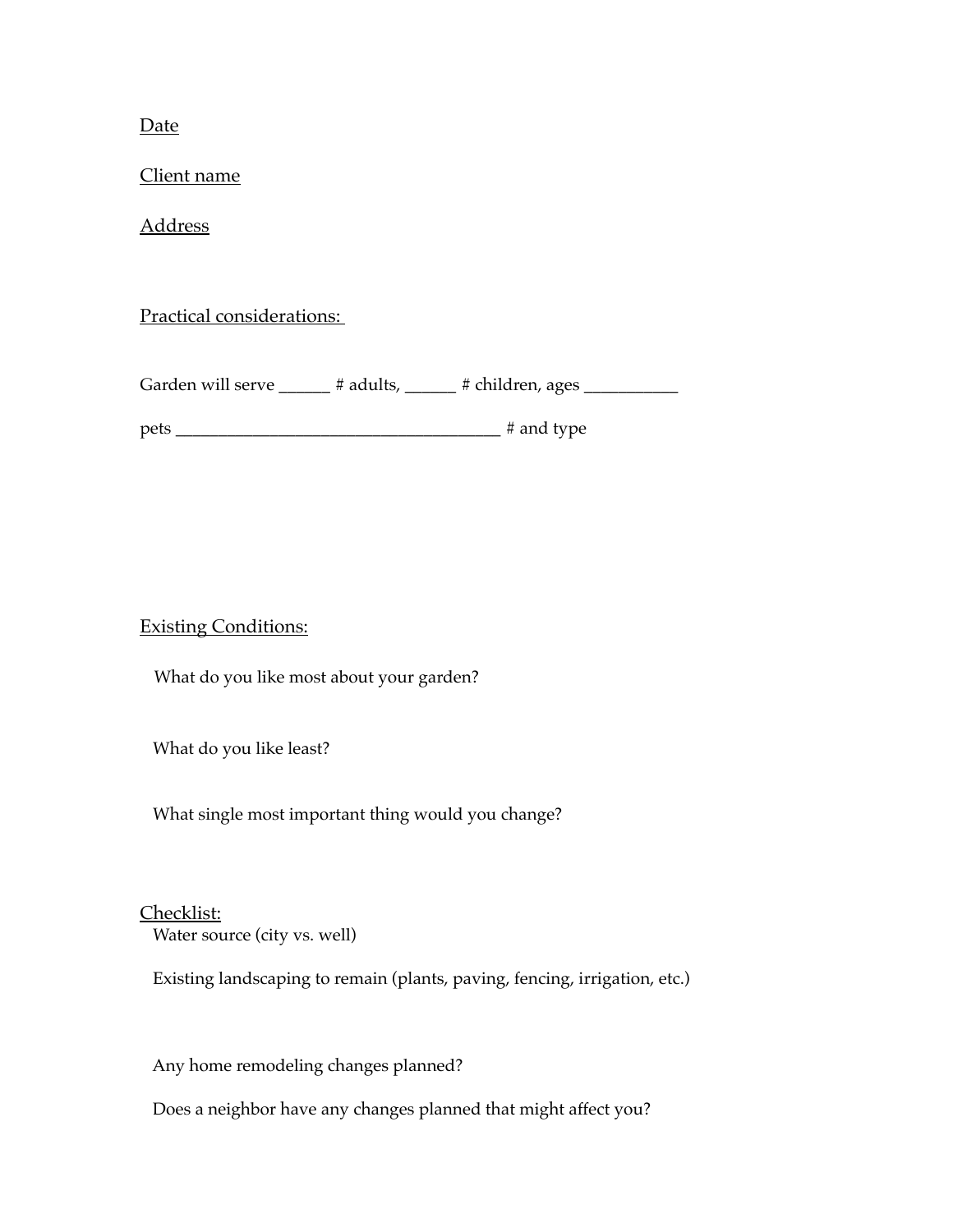Date

Client name

Address

Practical considerations:

Garden will serve ______ # adults, ______ # children, ages ___________

pets ______________________________________ # and type

Existing Conditions:

What do you like most about your garden?

What do you like least?

What single most important thing would you change?

Checklist:

Water source (city vs. well)

Existing landscaping to remain (plants, paving, fencing, irrigation, etc.)

Any home remodeling changes planned?

Does a neighbor have any changes planned that might affect you?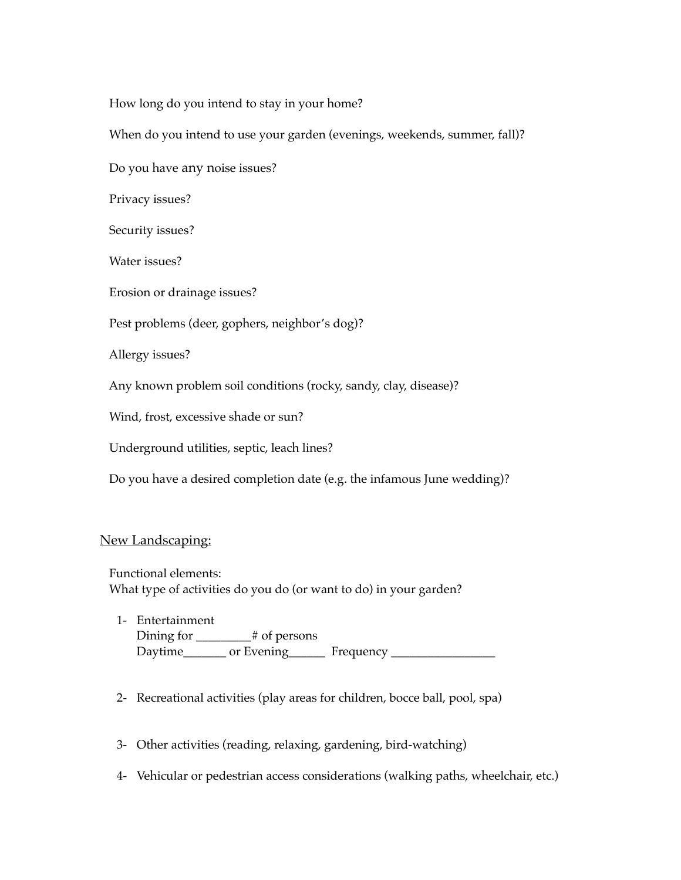How long do you intend to stay in your home?

When do you intend to use your garden (evenings, weekends, summer, fall)?

Do you have any noise issues?

Privacy issues?

Security issues?

Water issues?

Erosion or drainage issues?

Pest problems (deer, gophers, neighbor's dog)?

Allergy issues?

Any known problem soil conditions (rocky, sandy, clay, disease)?

Wind, frost, excessive shade or sun?

Underground utilities, septic, leach lines?

Do you have a desired completion date (e.g. the infamous June wedding)?

## New Landscaping:

Functional elements:
What type of activities do you do (or want to do) in your garden?

1- Entertainment
   Dining for _________# of persons
   Daytime_______ or Evening______ Frequency _________________

2- Recreational activities (play areas for children, bocce ball, pool, spa)

3- Other activities (reading, relaxing, gardening, bird-watching)

4- Vehicular or pedestrian access considerations (walking paths, wheelchair, etc.)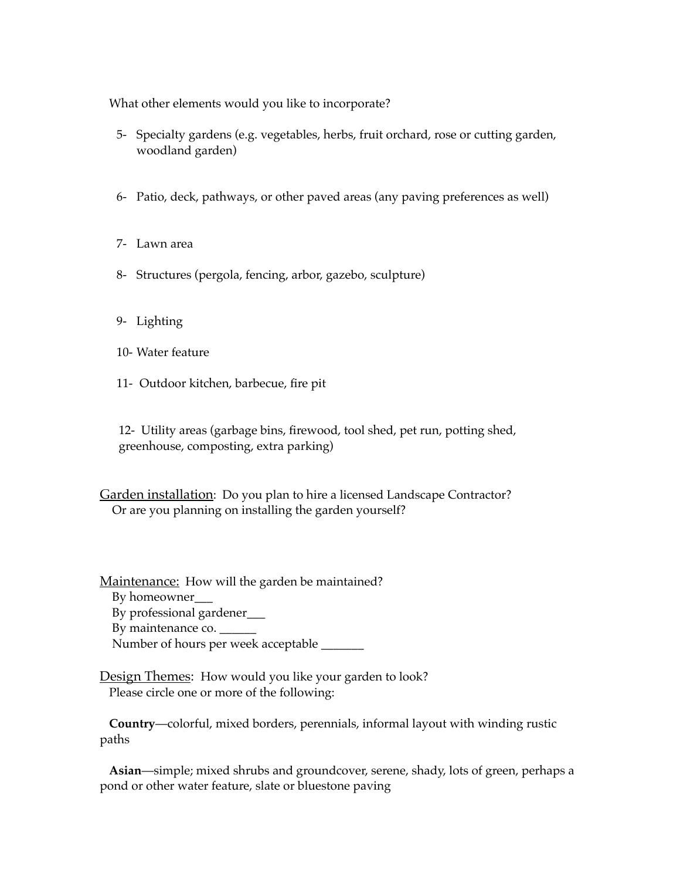What other elements would you like to incorporate?

5- Specialty gardens (e.g. vegetables, herbs, fruit orchard, rose or cutting garden, woodland garden)

6- Patio, deck, pathways, or other paved areas (any paving preferences as well)

7- Lawn area

8- Structures (pergola, fencing, arbor, gazebo, sculpture)

9- Lighting

10- Water feature

11- Outdoor kitchen, barbecue, fire pit

12- Utility areas (garbage bins, firewood, tool shed, pet run, potting shed, greenhouse, composting, extra parking)

<u>Garden installation</u>: Do you plan to hire a licensed Landscape Contractor? Or are you planning on installing the garden yourself?

<u>Maintenance:</u> How will the garden be maintained?

By homeowner___
By professional gardener___
By maintenance co. ______
Number of hours per week acceptable _______

<u>Design Themes</u>: How would you like your garden to look?
Please circle one or more of the following:

**Country**—colorful, mixed borders, perennials, informal layout with winding rustic paths

**Asian**—simple; mixed shrubs and groundcover, serene, shady, lots of green, perhaps a pond or other water feature, slate or bluestone paving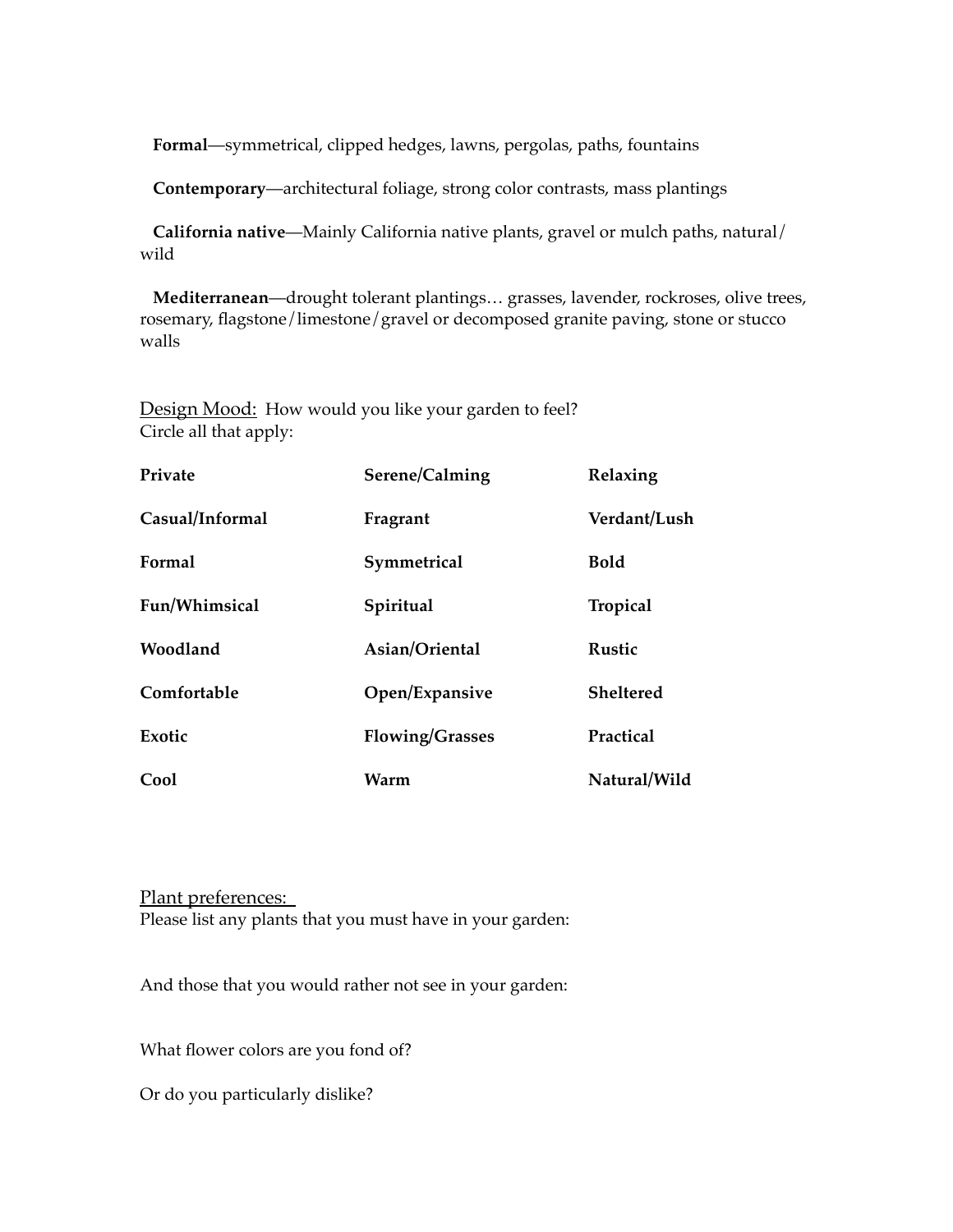**Formal**—symmetrical, clipped hedges, lawns, pergolas, paths, fountains

**Contemporary**—architectural foliage, strong color contrasts, mass plantings

**California native**—Mainly California native plants, gravel or mulch paths, natural/wild

**Mediterranean**—drought tolerant plantings… grasses, lavender, rockroses, olive trees, rosemary, flagstone/limestone/gravel or decomposed granite paving, stone or stucco walls

<u>Design Mood:</u> How would you like your garden to feel?
Circle all that apply:

| | | |
|---|---|---|
| **Private** | **Serene/Calming** | **Relaxing** |
| **Casual/Informal** | **Fragrant** | **Verdant/Lush** |
| **Formal** | **Symmetrical** | **Bold** |
| **Fun/Whimsical** | **Spiritual** | **Tropical** |
| **Woodland** | **Asian/Oriental** | **Rustic** |
| **Comfortable** | **Open/Expansive** | **Sheltered** |
| **Exotic** | **Flowing/Grasses** | **Practical** |
| **Cool** | **Warm** | **Natural/Wild** |

<u>Plant preferences:</u>
Please list any plants that you must have in your garden:

And those that you would rather not see in your garden:

What flower colors are you fond of?

Or do you particularly dislike?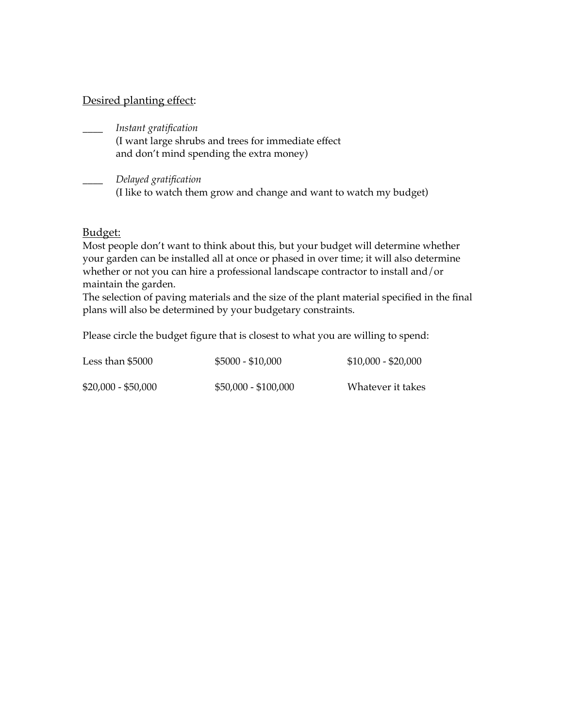<u>Desired planting effect</u>:

____ *Instant gratification*
(I want large shrubs and trees for immediate effect and don't mind spending the extra money)

____ *Delayed gratification*
(I like to watch them grow and change and want to watch my budget)

<u>Budget:</u>
Most people don't want to think about this, but your budget will determine whether your garden can be installed all at once or phased in over time; it will also determine whether or not you can hire a professional landscape contractor to install and/or maintain the garden.
The selection of paving materials and the size of the plant material specified in the final plans will also be determined by your budgetary constraints.

Please circle the budget figure that is closest to what you are willing to spend:

| | | |
|---|---|---|
| Less than $5000 | $5000 - $10,000 | $10,000 - $20,000 |
| $20,000 - $50,000 | $50,000 - $100,000 | Whatever it takes |